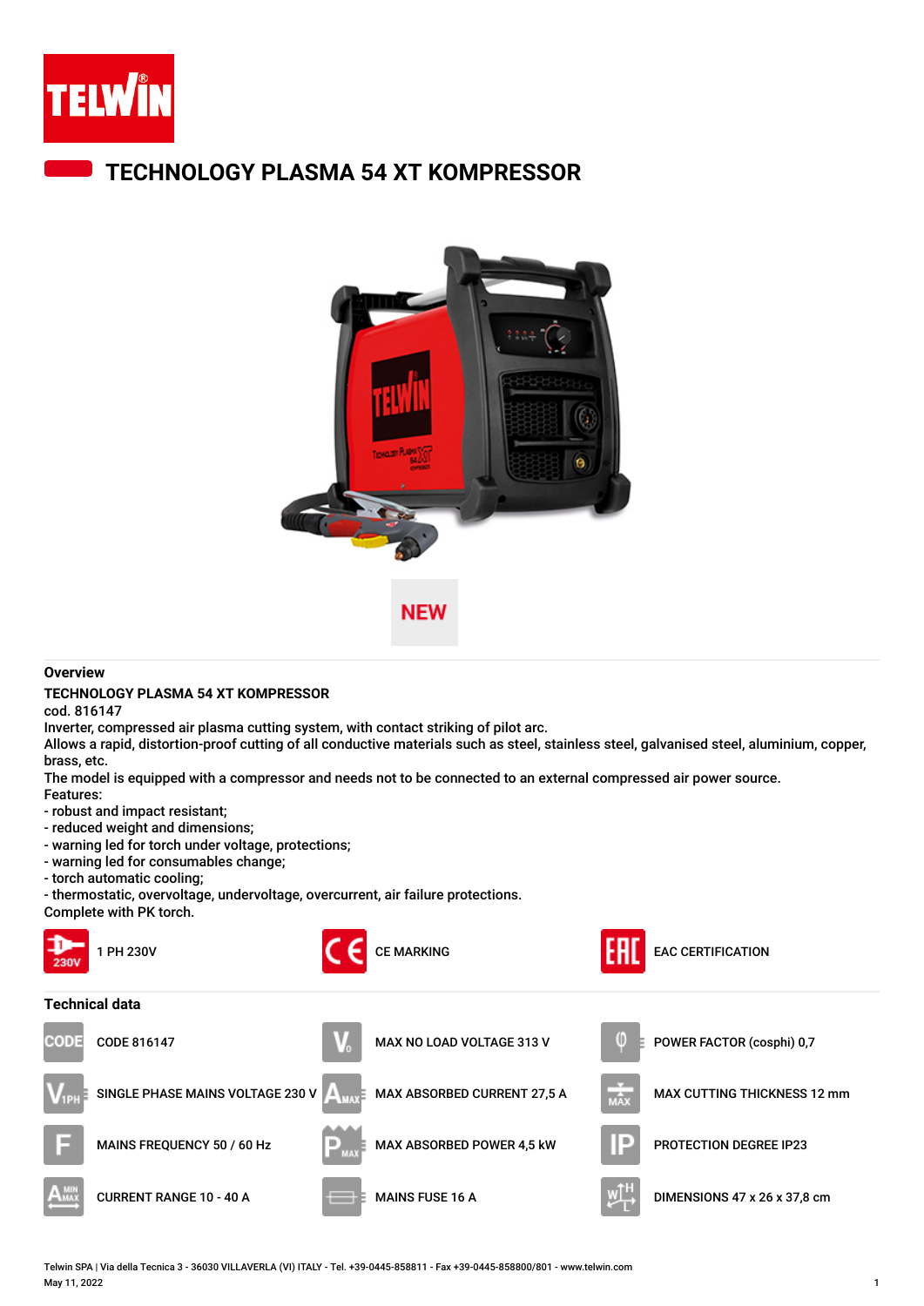# TECHNOLOGY PLASMA 54 XT KOMPRESSOR

NEW

## Overview

**TECHNOLOGY PLASMA 54 XT KOMPRESSOR**

cod. 816147

Inverter, compressed air plasma cutting system, with contact striking of pilot arc.

Allows a rapid, distortion-proof cutting of all conductive materials such as steel, stainless steel, galvanised steel, aluminium, copper, brass, etc.

The model is equipped with a compressor and needs not to be connected to an external compressed air power source.

Features:

- robust and impact resistant;
- reduced weight and dimensions;
- warning led for torch under voltage, protections;
- warning led for consumables change;
- torch automatic cooling;
- thermostatic, overvoltage, undervoltage, overcurrent, air failure protections.

Complete with PK torch.

1 PH 230V

CE MARKING

EAC CERTIFICATION

## Technical data

| | | |
|---|---|---|
| CODE 816147 | MAX NO LOAD VOLTAGE 313 V | POWER FACTOR (cosphi) 0,7 |
| SINGLE PHASE MAINS VOLTAGE 230 V | MAX ABSORBED CURRENT 27,5 A | MAX CUTTING THICKNESS 12 mm |
| MAINS FREQUENCY 50 / 60 Hz | MAX ABSORBED POWER 4,5 kW | PROTECTION DEGREE IP23 |
| CURRENT RANGE 10 - 40 A | MAINS FUSE 16 A | DIMENSIONS 47 x 26 x 37,8 cm |

Telwin SPA | Via della Tecnica 3 - 36030 VILLAVERLA (VI) ITALY - Tel. +39-0445-858811 - Fax +39-0445-858800/801 - www.telwin.com

May 11, 2022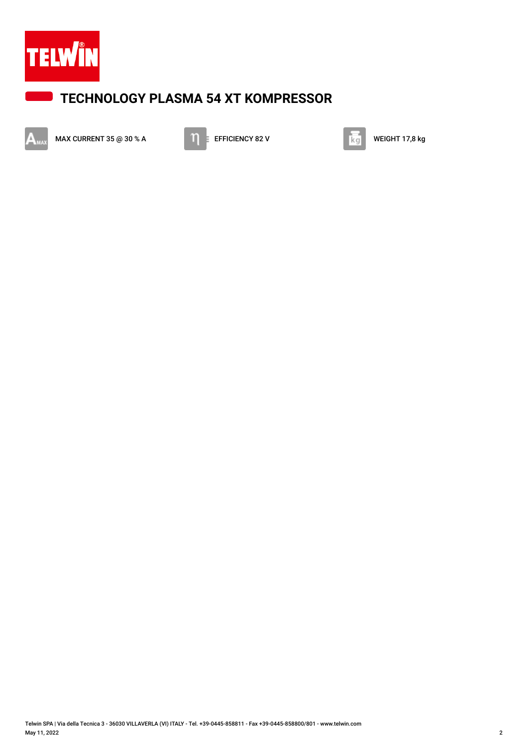TELWIN

# TECHNOLOGY PLASMA 54 XT KOMPRESSOR

MAX CURRENT 35 @ 30 % A

EFFICIENCY 82 V

WEIGHT 17,8 kg

Telwin SPA | Via della Tecnica 3 - 36030 VILLAVERLA (VI) ITALY - Tel. +39-0445-858811 - Fax +39-0445-858800/801 - www.telwin.com
May 11, 2022